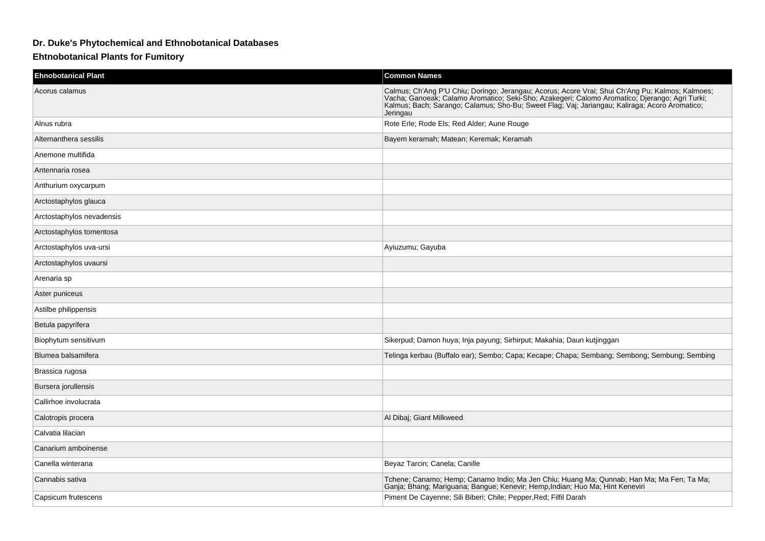# Dr. Duke's Phytochemical and Ethnobotanical Databases

## Ehtnobotanical Plants for Fumitory

| Ehnobotanical Plant | Common Names |
| --- | --- |
| Acorus calamus | Calmus; Ch'Ang P'U Chiu; Doringo; Jerangau; Acorus; Acore Vrai; Shui Ch'Ang Pu; Kalmos; Kalmoes; Vacha; Ganoeak; Calamo Aromatico; Seki-Sho; Azakegeri; Calomo Aromatico; Djerango; Agri Turki; Kalmus; Bach; Sarango; Calamus; Sho-Bu; Sweet Flag; Vaj; Jariangau; Kaliraga; Acoro Aromatico; Jeringau |
| Alnus rubra | Rote Erle; Rode Els; Red Alder; Aune Rouge |
| Alternanthera sessilis | Bayem keramah; Matean; Keremak; Keramah |
| Anemone multifida | |
| Antennaria rosea | |
| Anthurium oxycarpum | |
| Arctostaphylos glauca | |
| Arctostaphylos nevadensis | |
| Arctostaphylos tomentosa | |
| Arctostaphylos uva-ursi | Ayiuzumu; Gayuba |
| Arctostaphylos uvaursi | |
| Arenaria sp | |
| Aster puniceus | |
| Astilbe philippensis | |
| Betula papyrifera | |
| Biophytum sensitivum | Sikerpud; Damon huya; Inja payung; Sirhirput; Makahia; Daun kutjinggan |
| Blumea balsamifera | Telinga kerbau (Buffalo ear); Sembo; Capa; Kecape; Chapa; Sembang; Sembong; Sembung; Sembing |
| Brassica rugosa | |
| Bursera jorullensis | |
| Callirhoe involucrata | |
| Calotropis procera | Al Dibaj; Giant Milkweed |
| Calvatia lilacian | |
| Canarium amboinense | |
| Canella winterana | Beyaz Tarcin; Canela; Canille |
| Cannabis sativa | Tchene; Canamo; Hemp; Canamo Indio; Ma Jen Chiu; Huang Ma; Qunnab; Han Ma; Ma Fen; Ta Ma; Ganja; Bhang; Mariguana; Bangue; Kenevir; Hemp,Indian; Huo Ma; Hint Keneviri |
| Capsicum frutescens | Piment De Cayenne; Sili Biberi; Chile; Pepper,Red; Filfil Darah |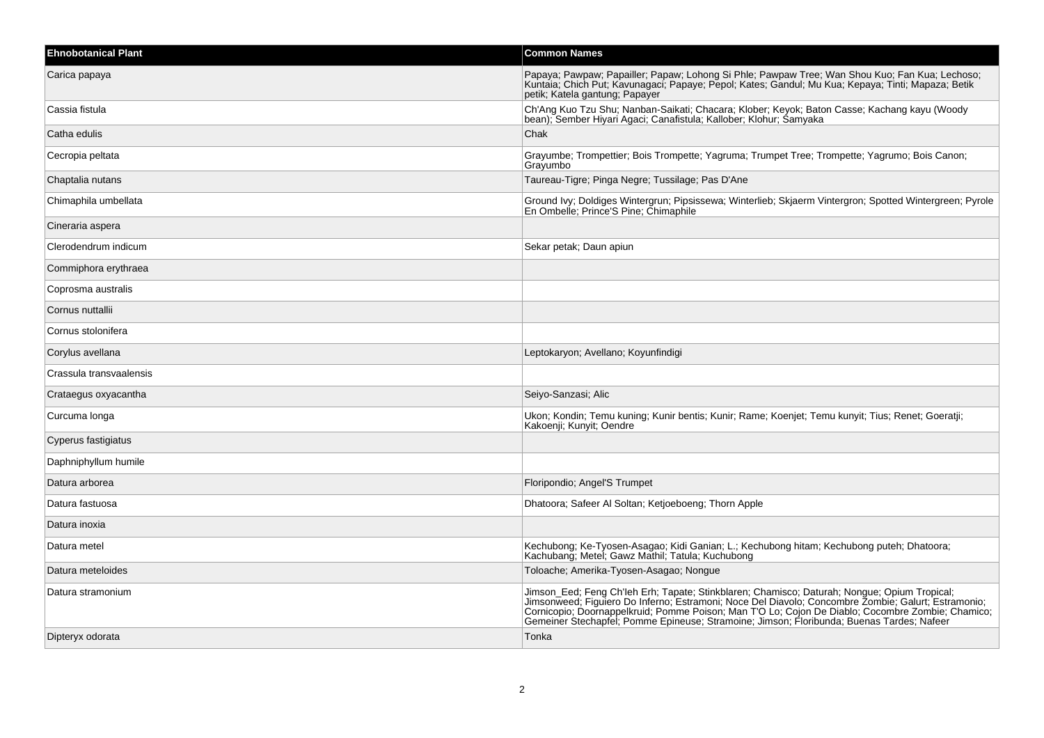| Ehnobotanical Plant | Common Names |
| --- | --- |
| Carica papaya | Papaya; Pawpaw; Papailler; Papaw; Lohong Si Phle; Pawpaw Tree; Wan Shou Kuo; Fan Kua; Lechoso; Kuntaia; Chich Put; Kavunagaci; Papaye; Pepol; Kates; Gandul; Mu Kua; Kepaya; Tinti; Mapaza; Betik petik; Katela gantung; Papayer |
| Cassia fistula | Ch'Ang Kuo Tzu Shu; Nanban-Saikati; Chacara; Klober; Keyok; Baton Casse; Kachang kayu (Woody bean); Sember Hiyari Agaci; Canafistula; Kallober; Klohur; Samyaka |
| Catha edulis | Chak |
| Cecropia peltata | Grayumbe; Trompettier; Bois Trompette; Yagruma; Trumpet Tree; Trompette; Yagrumo; Bois Canon; Grayumbo |
| Chaptalia nutans | Taureau-Tigre; Pinga Negre; Tussilage; Pas D'Ane |
| Chimaphila umbellata | Ground Ivy; Doldiges Wintergrun; Pipsissewa; Winterlieb; Skjaerm Vintergron; Spotted Wintergreen; Pyrole En Ombelle; Prince'S Pine; Chimaphile |
| Cineraria aspera | |
| Clerodendrum indicum | Sekar petak; Daun apiun |
| Commiphora erythraea | |
| Coprosma australis | |
| Cornus nuttallii | |
| Cornus stolonifera | |
| Corylus avellana | Leptokaryon; Avellano; Koyunfindigi |
| Crassula transvaalensis | |
| Crataegus oxyacantha | Seiyo-Sanzasi; Alic |
| Curcuma longa | Ukon; Kondin; Temu kuning; Kunir bentis; Kunir; Rame; Koenjet; Temu kunyit; Tius; Renet; Goeratji; Kakoenji; Kunyit; Oendre |
| Cyperus fastigiatus | |
| Daphniphyllum humile | |
| Datura arborea | Floripondio; Angel'S Trumpet |
| Datura fastuosa | Dhatoora; Safeer Al Soltan; Ketjoeboeng; Thorn Apple |
| Datura inoxia | |
| Datura metel | Kechubong; Ke-Tyosen-Asagao; Kidi Ganian; L.; Kechubong hitam; Kechubong puteh; Dhatoora; Kachubang; Metel; Gawz Mathil; Tatula; Kuchubong |
| Datura meteloides | Toloache; Amerika-Tyosen-Asagao; Nongue |
| Datura stramonium | Jimson_Eed; Feng Ch'Ieh Erh; Tapate; Stinkblaren; Chamisco; Daturah; Nongue; Opium Tropical; Jimsonweed; Figuiero Do Inferno; Estramoni; Noce Del Diavolo; Concombre Zombie; Galurt; Estramonio; Cornicopio; Doornappelkruid; Pomme Poison; Man T'O Lo; Cojon De Diablo; Cocombre Zombie; Chamico; Gemeiner Stechapfel; Pomme Epineuse; Stramoine; Jimson; Floribunda; Buenas Tardes; Nafeer |
| Dipteryx odorata | Tonka |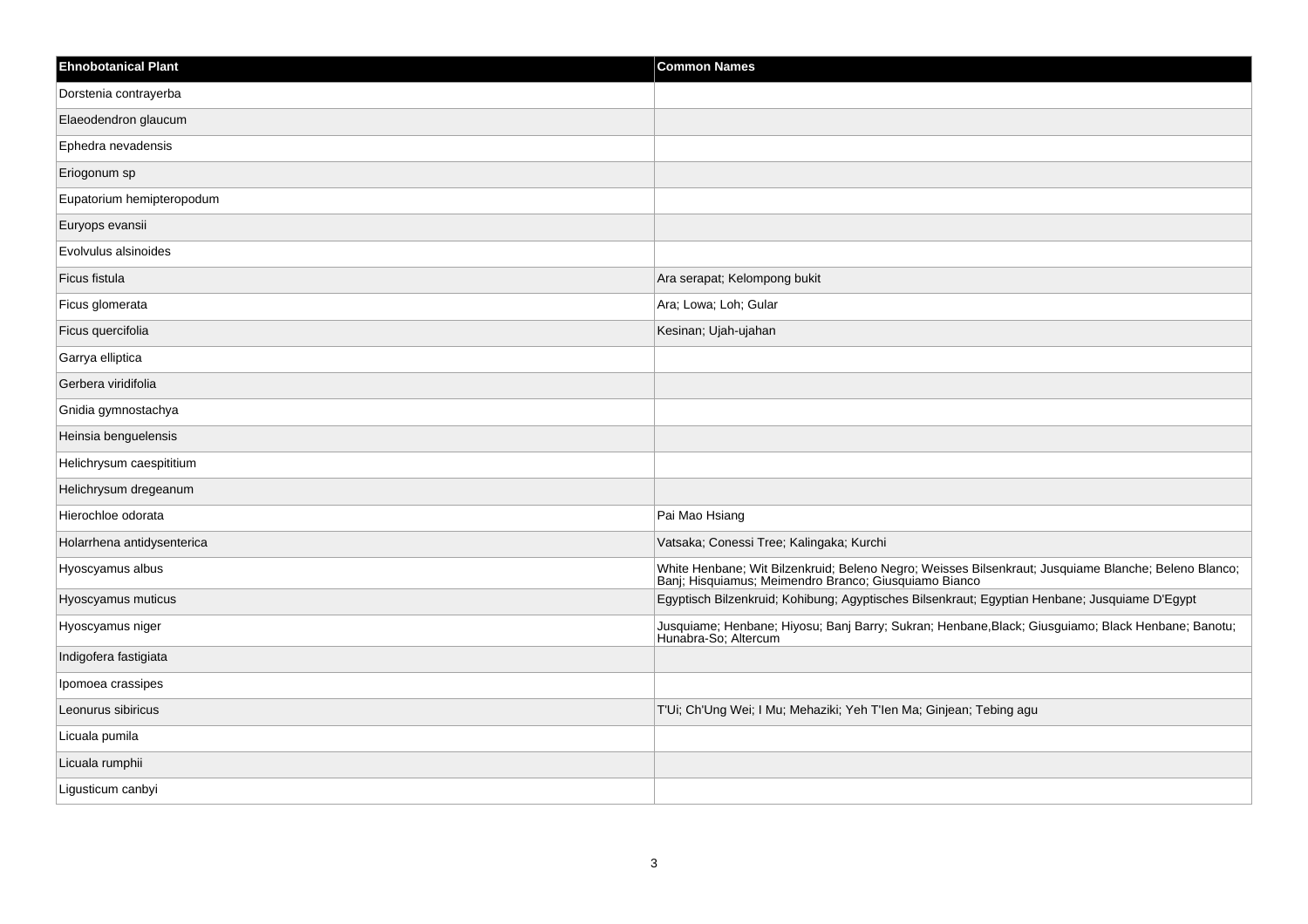| Ehnobotanical Plant | Common Names |
| --- | --- |
| Dorstenia contrayerba | |
| Elaeodendron glaucum | |
| Ephedra nevadensis | |
| Eriogonum sp | |
| Eupatorium hemipteropodum | |
| Euryops evansii | |
| Evolvulus alsinoides | |
| Ficus fistula | Ara serapat; Kelompong bukit |
| Ficus glomerata | Ara; Lowa; Loh; Gular |
| Ficus quercifolia | Kesinan; Ujah-ujahan |
| Garrya elliptica | |
| Gerbera viridifolia | |
| Gnidia gymnostachya | |
| Heinsia benguelensis | |
| Helichrysum caespititium | |
| Helichrysum dregeanum | |
| Hierochloe odorata | Pai Mao Hsiang |
| Holarrhena antidysenterica | Vatsaka; Conessi Tree; Kalingaka; Kurchi |
| Hyoscyamus albus | White Henbane; Wit Bilzenkruid; Beleno Negro; Weisses Bilsenkraut; Jusquiame Blanche; Beleno Blanco; Banj; Hisquiamus; Meimendro Branco; Giusquiamo Bianco |
| Hyoscyamus muticus | Egyptisch Bilzenkruid; Kohibung; Agyptisches Bilsenkraut; Egyptian Henbane; Jusquiame D'Egypt |
| Hyoscyamus niger | Jusquiame; Henbane; Hiyosu; Banj Barry; Sukran; Henbane,Black; Giusguiamo; Black Henbane; Banotu; Hunabra-So; Altercum |
| Indigofera fastigiata | |
| Ipomoea crassipes | |
| Leonurus sibiricus | T'Ui; Ch'Ung Wei; I Mu; Mehaziki; Yeh T'Ien Ma; Ginjean; Tebing agu |
| Licuala pumila | |
| Licuala rumphii | |
| Ligusticum canbyi | |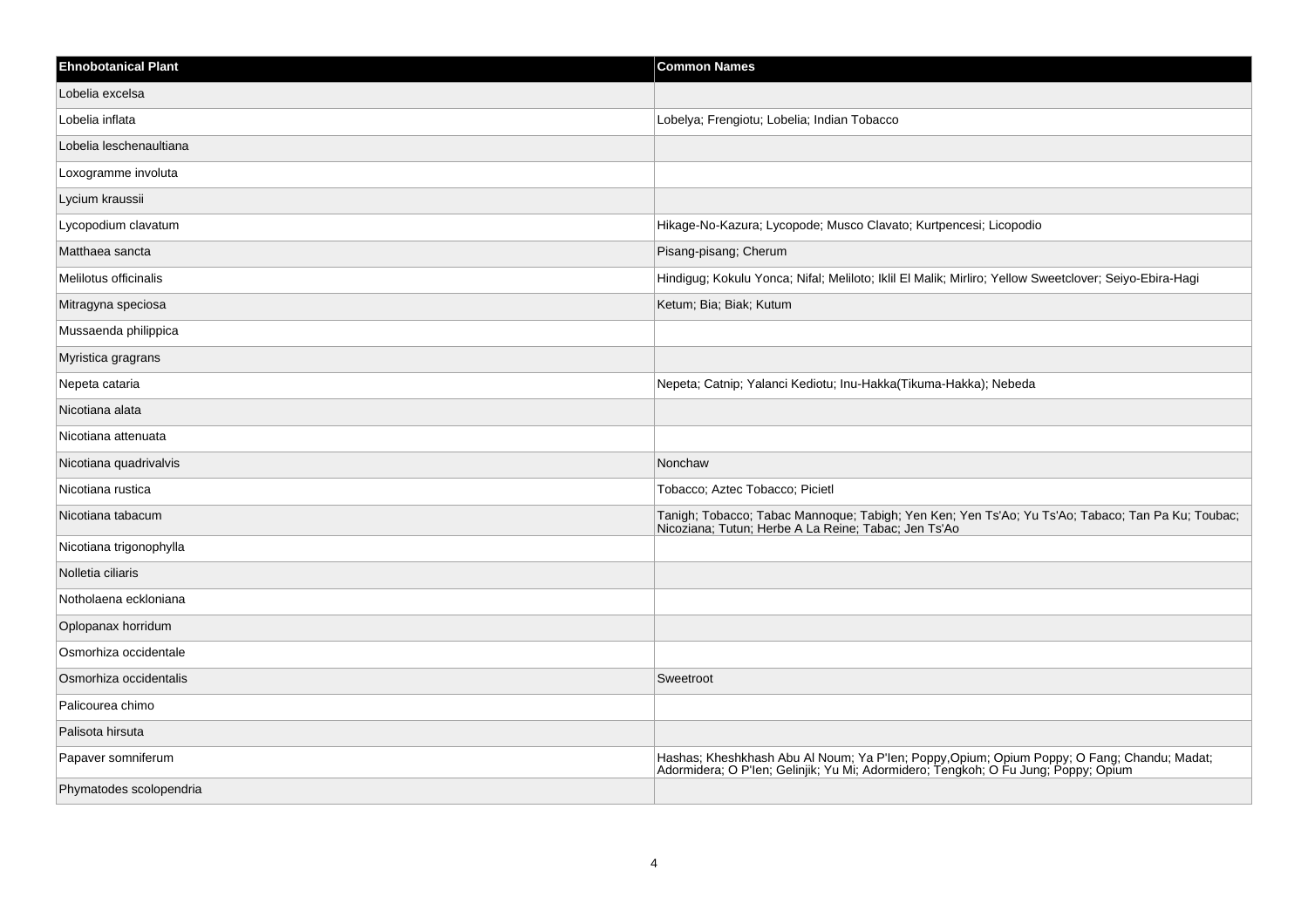| Ehnobotanical Plant | Common Names |
| --- | --- |
| Lobelia excelsa | |
| Lobelia inflata | Lobelya; Frengiotu; Lobelia; Indian Tobacco |
| Lobelia leschenaultiana | |
| Loxogramme involuta | |
| Lycium kraussii | |
| Lycopodium clavatum | Hikage-No-Kazura; Lycopode; Musco Clavato; Kurtpencesi; Licopodio |
| Matthaea sancta | Pisang-pisang; Cherum |
| Melilotus officinalis | Hindigug; Kokulu Yonca; Nifal; Meliloto; Iklil El Malik; Mirliro; Yellow Sweetclover; Seiyo-Ebira-Hagi |
| Mitragyna speciosa | Ketum; Bia; Biak; Kutum |
| Mussaenda philippica | |
| Myristica gragrans | |
| Nepeta cataria | Nepeta; Catnip; Yalanci Kediotu; Inu-Hakka(Tikuma-Hakka); Nebeda |
| Nicotiana alata | |
| Nicotiana attenuata | |
| Nicotiana quadrivalvis | Nonchaw |
| Nicotiana rustica | Tobacco; Aztec Tobacco; Picietl |
| Nicotiana tabacum | Tanigh; Tobacco; Tabac Mannoque; Tabigh; Yen Ken; Yen Ts'Ao; Yu Ts'Ao; Tabaco; Tan Pa Ku; Toubac; Nicoziana; Tutun; Herbe A La Reine; Tabac; Jen Ts'Ao |
| Nicotiana trigonophylla | |
| Nolletia ciliaris | |
| Notholaena eckloniana | |
| Oplopanax horridum | |
| Osmorhiza occidentale | |
| Osmorhiza occidentalis | Sweetroot |
| Palicourea chimo | |
| Palisota hirsuta | |
| Papaver somniferum | Hashas; Kheshkhash Abu Al Noum; Ya P'Ien; Poppy,Opium; Opium Poppy; O Fang; Chandu; Madat; Adormidera; O P'Ien; Gelinjik; Yu Mi; Adormidero; Tengkoh; O Fu Jung; Poppy; Opium |
| Phymatodes scolopendria | |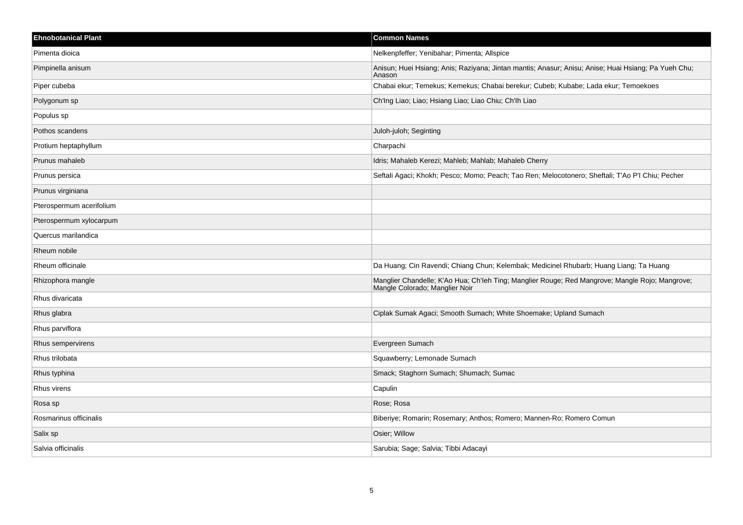| Ehnobotanical Plant | Common Names |
|---|---|
| Pimenta dioica | Nelkenpfeffer; Yenibahar; Pimenta; Allspice |
| Pimpinella anisum | Anisun; Huei Hsiang; Anis; Raziyana; Jintan mantis; Anasur; Anisu; Anise; Huai Hsiang; Pa Yueh Chu; Anason |
| Piper cubeba | Chabai ekur; Temekus; Kemekus; Chabai berekur; Cubeb; Kubabe; Lada ekur; Temoekoes |
| Polygonum sp | Ch'Ing Liao; Liao; Hsiang Liao; Liao Chiu; Ch'Ih Liao |
| Populus sp | |
| Pothos scandens | Juloh-juloh; Seginting |
| Protium heptaphyllum | Charpachi |
| Prunus mahaleb | Idris; Mahaleb Kerezi; Mahleb; Mahlab; Mahaleb Cherry |
| Prunus persica | Seftali Agaci; Khokh; Pesco; Momo; Peach; Tao Ren; Melocotonero; Sheftali; T'Ao P'I Chiu; Pecher |
| Prunus virginiana | |
| Pterospermum acerifolium | |
| Pterospermum xylocarpum | |
| Quercus marilandica | |
| Rheum nobile | |
| Rheum officinale | Da Huang; Cin Ravendi; Chiang Chun; Kelembak; Medicinel Rhubarb; Huang Liang; Ta Huang |
| Rhizophora mangle | Manglier Chandelle; K'Ao Hua; Ch'Ieh Ting; Manglier Rouge; Red Mangrove; Mangle Rojo; Mangrove; Mangle Colorado; Manglier Noir |
| Rhus divaricata | |
| Rhus glabra | Ciplak Sumak Agaci; Smooth Sumach; White Shoemake; Upland Sumach |
| Rhus parviflora | |
| Rhus sempervirens | Evergreen Sumach |
| Rhus trilobata | Squawberry; Lemonade Sumach |
| Rhus typhina | Smack; Staghorn Sumach; Shumach; Sumac |
| Rhus virens | Capulin |
| Rosa sp | Rose; Rosa |
| Rosmarinus officinalis | Biberiye; Romarin; Rosemary; Anthos; Romero; Mannen-Ro; Romero Comun |
| Salix sp | Osier; Willow |
| Salvia officinalis | Sarubia; Sage; Salvia; Tibbi Adacayi |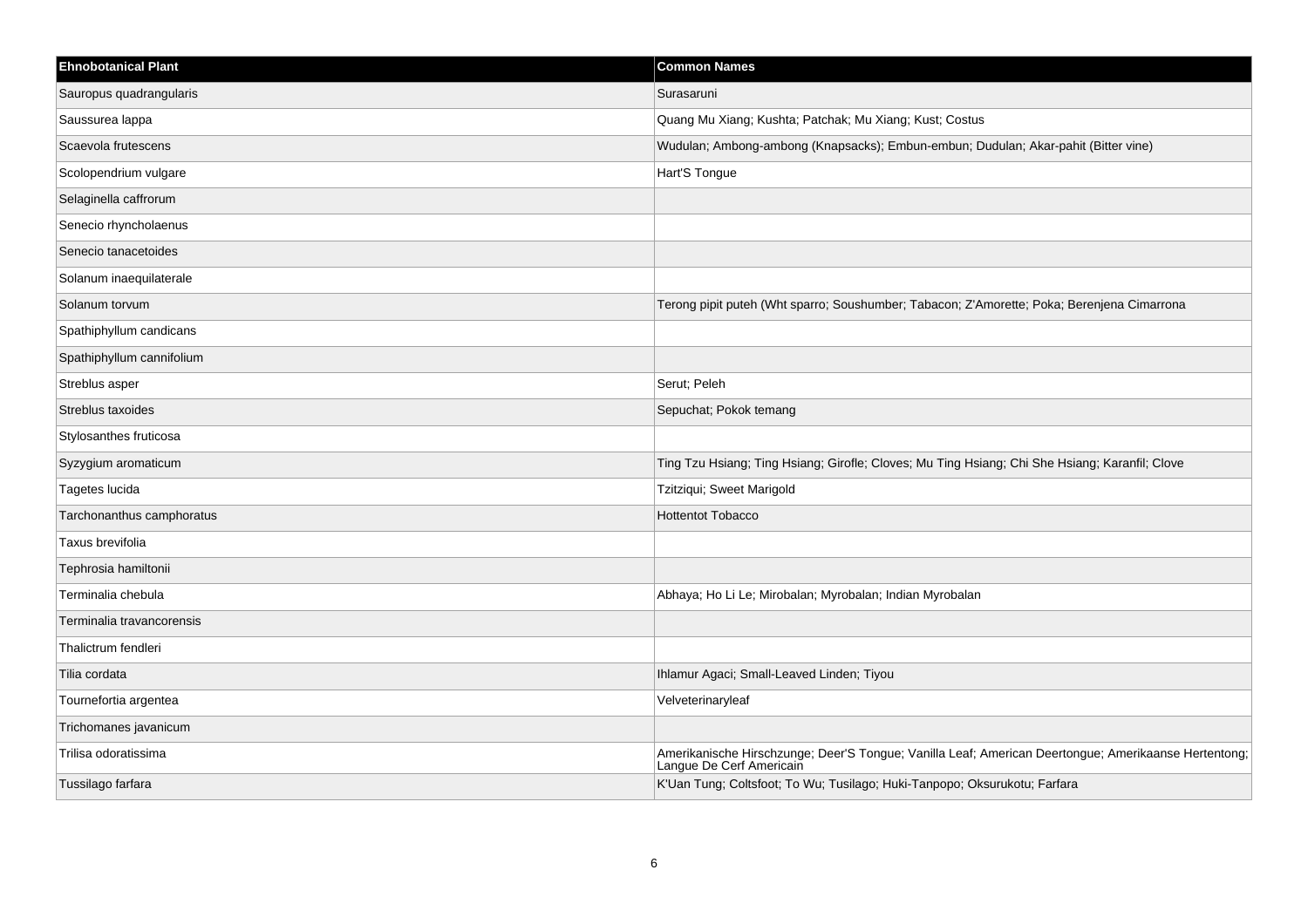| Ehnobotanical Plant | Common Names |
| --- | --- |
| Sauropus quadrangularis | Surasaruni |
| Saussurea lappa | Quang Mu Xiang; Kushta; Patchak; Mu Xiang; Kust; Costus |
| Scaevola frutescens | Wudulan; Ambong-ambong (Knapsacks); Embun-embun; Dudulan; Akar-pahit (Bitter vine) |
| Scolopendrium vulgare | Hart'S Tongue |
| Selaginella caffrorum | |
| Senecio rhyncholaenus | |
| Senecio tanacetoides | |
| Solanum inaequilaterale | |
| Solanum torvum | Terong pipit puteh (Wht sparro; Soushumber; Tabacon; Z'Amorette; Poka; Berenjena Cimarrona |
| Spathiphyllum candicans | |
| Spathiphyllum cannifolium | |
| Streblus asper | Serut; Peleh |
| Streblus taxoides | Sepuchat; Pokok temang |
| Stylosanthes fruticosa | |
| Syzygium aromaticum | Ting Tzu Hsiang; Ting Hsiang; Girofle; Cloves; Mu Ting Hsiang; Chi She Hsiang; Karanfil; Clove |
| Tagetes lucida | Tzitziqui; Sweet Marigold |
| Tarchonanthus camphoratus | Hottentot Tobacco |
| Taxus brevifolia | |
| Tephrosia hamiltonii | |
| Terminalia chebula | Abhaya; Ho Li Le; Mirobalan; Myrobalan; Indian Myrobalan |
| Terminalia travancorensis | |
| Thalictrum fendleri | |
| Tilia cordata | Ihlamur Agaci; Small-Leaved Linden; Tiyou |
| Tournefortia argentea | Velveterinaryleaf |
| Trichomanes javanicum | |
| Trilisa odoratissima | Amerikanische Hirschzunge; Deer'S Tongue; Vanilla Leaf; American Deertongue; Amerikaanse Hertentong; Langue De Cerf Americain |
| Tussilago farfara | K'Uan Tung; Coltsfoot; To Wu; Tusilago; Huki-Tanpopo; Oksurukotu; Farfara |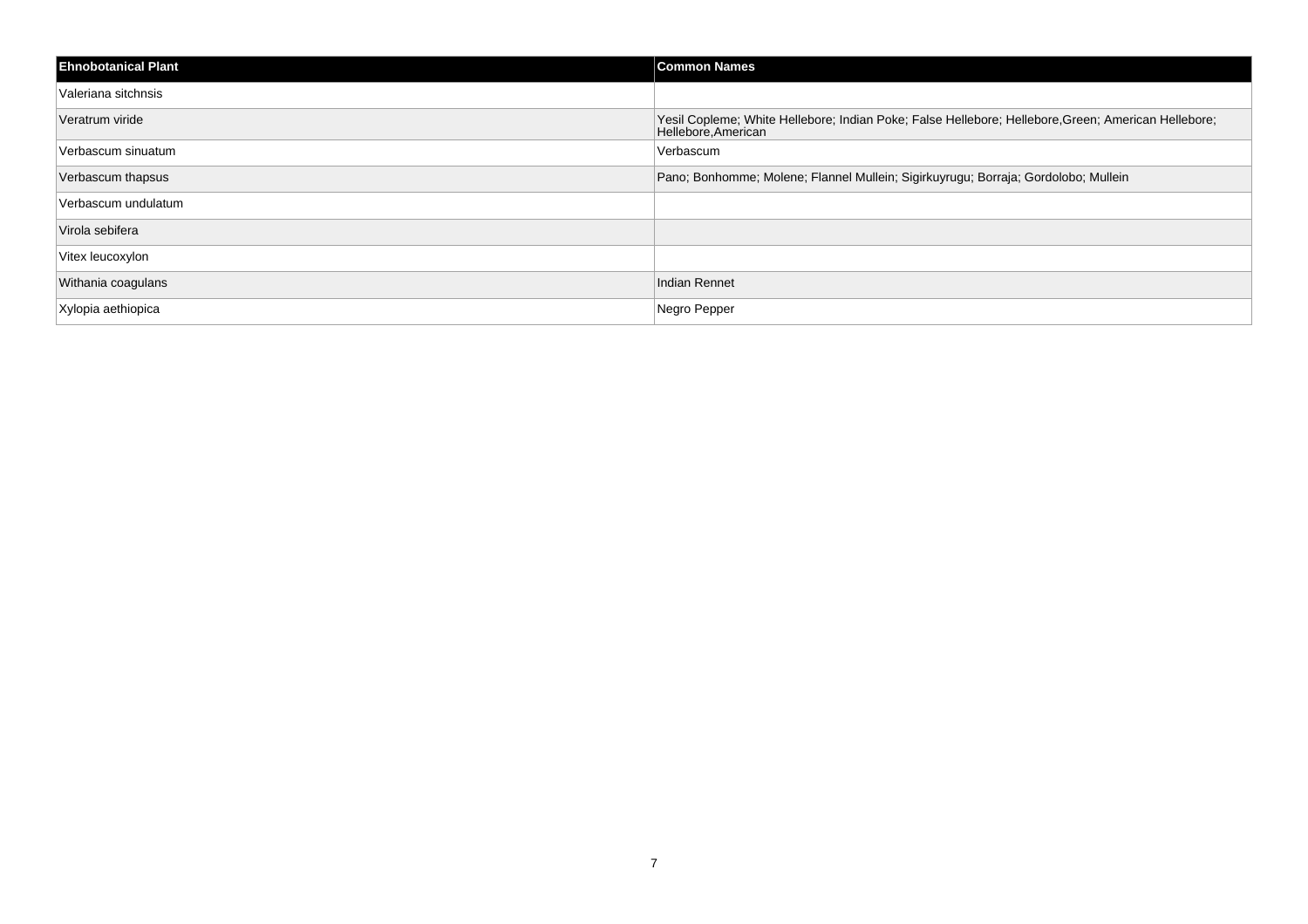| Ehnobotanical Plant | Common Names |
| --- | --- |
| Valeriana sitchnsis | |
| Veratrum viride | Yesil Copleme; White Hellebore; Indian Poke; False Hellebore; Hellebore,Green; American Hellebore; Hellebore,American |
| Verbascum sinuatum | Verbascum |
| Verbascum thapsus | Pano; Bonhomme; Molene; Flannel Mullein; Sigirkuyrugu; Borraja; Gordolobo; Mullein |
| Verbascum undulatum | |
| Virola sebifera | |
| Vitex leucoxylon | |
| Withania coagulans | Indian Rennet |
| Xylopia aethiopica | Negro Pepper |